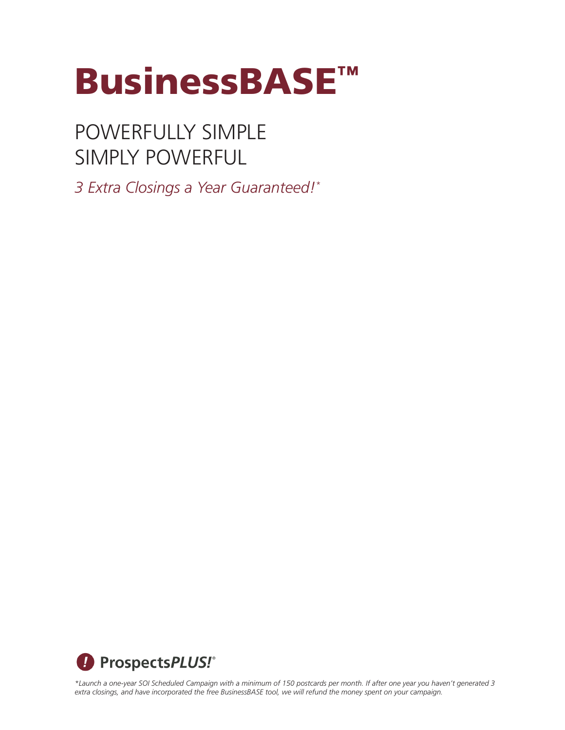# BusinessBASE™

## POWERFULLY SIMPLE
## SIMPLY POWERFUL

*3 Extra Closings a Year Guaranteed!**

ProspectsPLUS!®

**Launch a one-year SOI Scheduled Campaign with a minimum of 150 postcards per month. If after one year you haven't generated 3 extra closings, and have incorporated the free BusinessBASE tool, we will refund the money spent on your campaign.*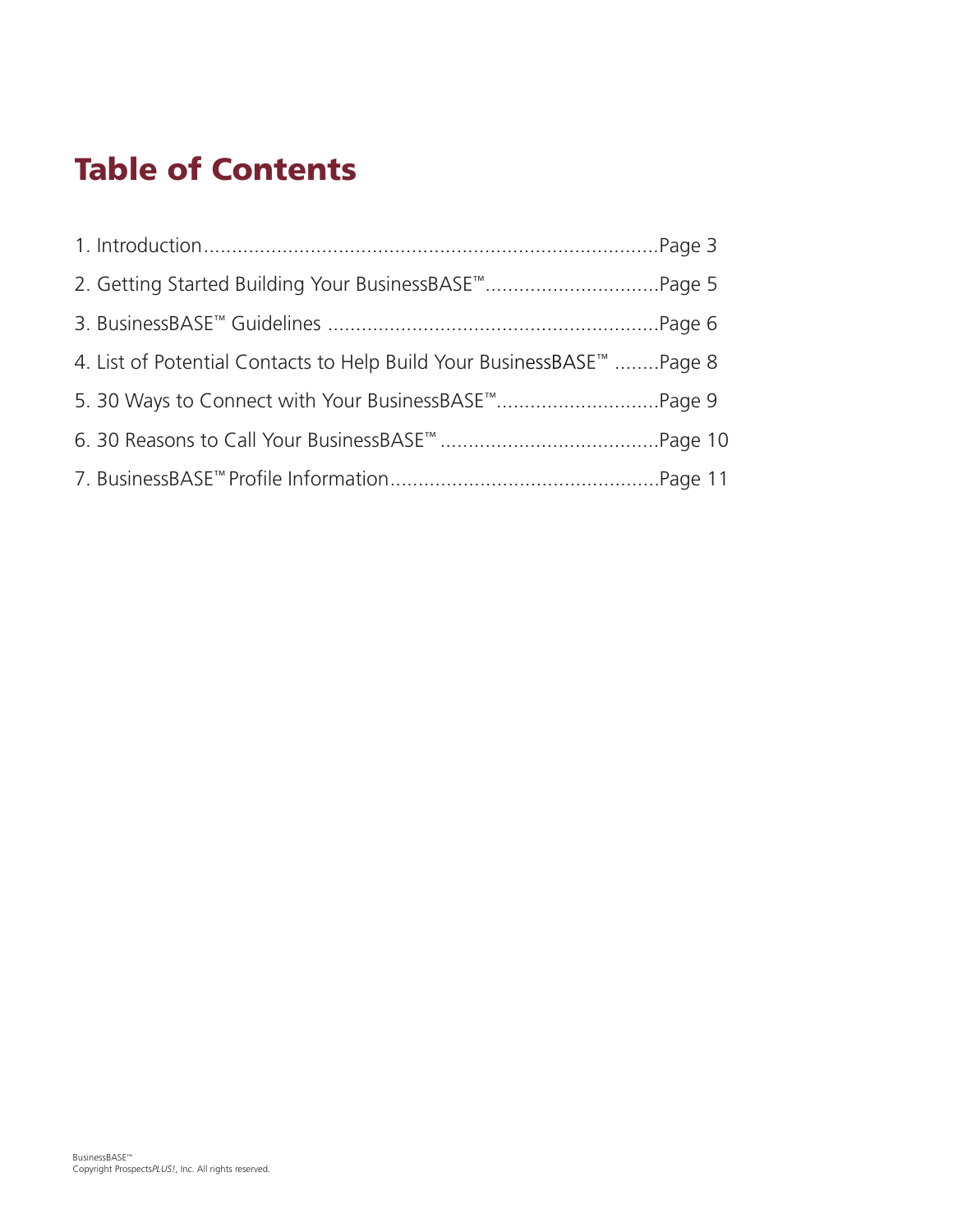# Table of Contents

1. Introduction..................................................................................Page 3
2. Getting Started Building Your BusinessBASE™...............................Page 5
3. BusinessBASE™ Guidelines ..........................................................Page 6
4. List of Potential Contacts to Help Build Your BusinessBASE™ ........Page 8
5. 30 Ways to Connect with Your BusinessBASE™.............................Page 9
6. 30 Reasons to Call Your BusinessBASE™ .......................................Page 10
7. BusinessBASE™ Profile Information................................................Page 11

BusinessBASE™
Copyright Prospects*PLUS!*, Inc. All rights reserved.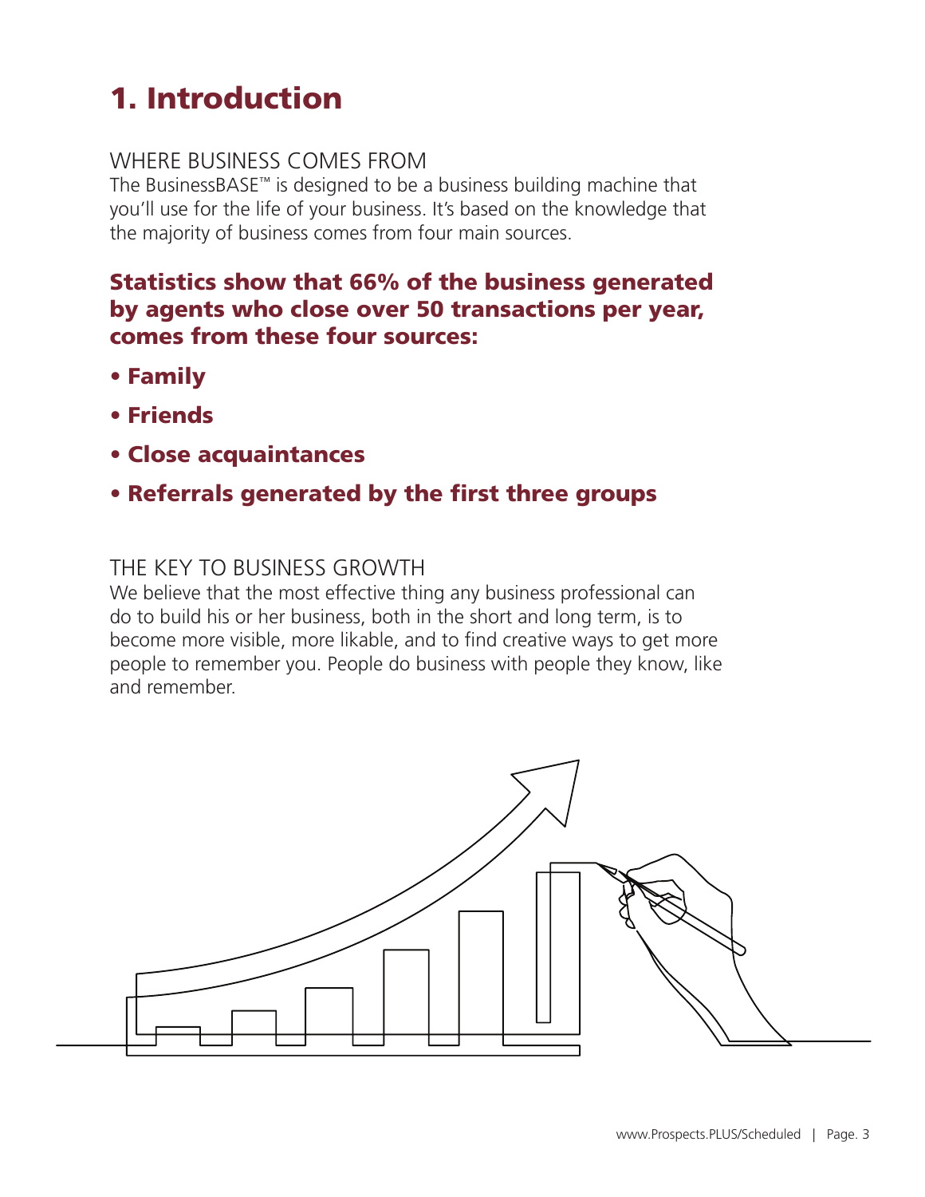# 1. Introduction

WHERE BUSINESS COMES FROM

The BusinessBASE™ is designed to be a business building machine that you'll use for the life of your business. It's based on the knowledge that the majority of business comes from four main sources.

**Statistics show that 66% of the business generated by agents who close over 50 transactions per year, comes from these four sources:**

- **Family**
- **Friends**
- **Close acquaintances**
- **Referrals generated by the first three groups**

THE KEY TO BUSINESS GROWTH

We believe that the most effective thing any business professional can do to build his or her business, both in the short and long term, is to become more visible, more likable, and to find creative ways to get more people to remember you. People do business with people they know, like and remember.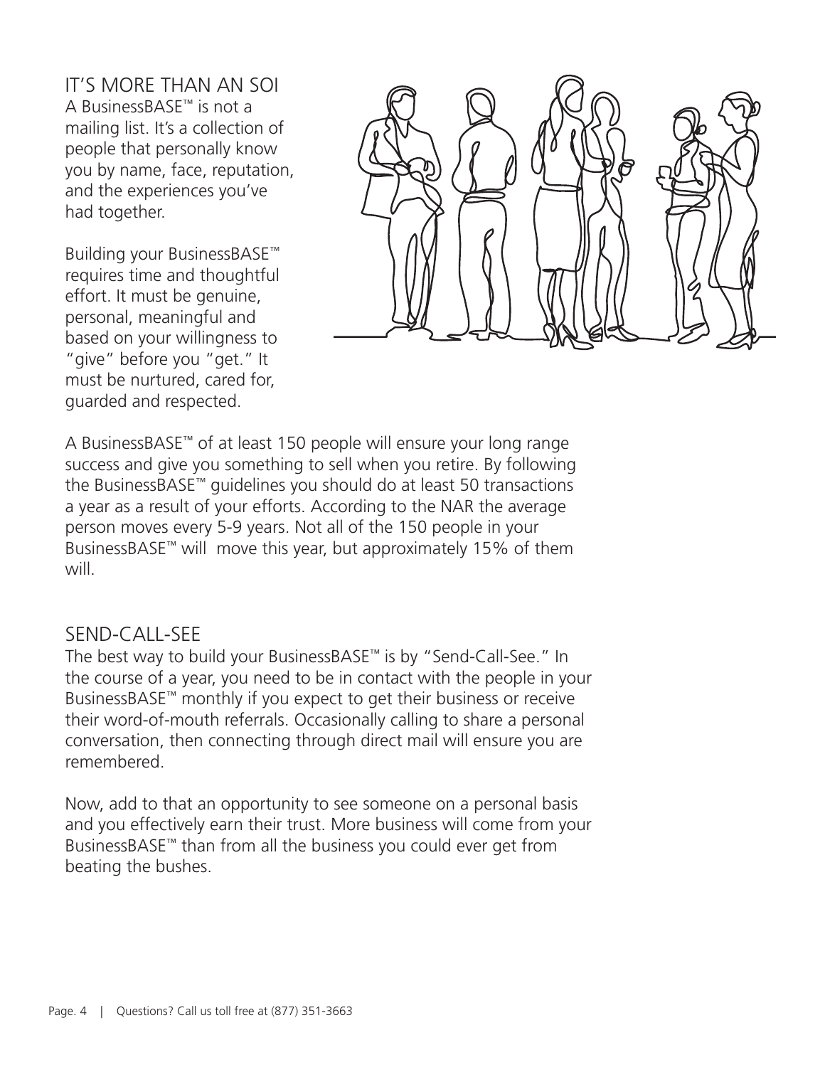## IT'S MORE THAN AN SOI

A BusinessBASE™ is not a mailing list. It's a collection of people that personally know you by name, face, reputation, and the experiences you've had together.

Building your BusinessBASE™ requires time and thoughtful effort. It must be genuine, personal, meaningful and based on your willingness to "give" before you "get." It must be nurtured, cared for, guarded and respected.

A BusinessBASE™ of at least 150 people will ensure your long range success and give you something to sell when you retire. By following the BusinessBASE™ guidelines you should do at least 50 transactions a year as a result of your efforts. According to the NAR the average person moves every 5-9 years. Not all of the 150 people in your BusinessBASE™ will move this year, but approximately 15% of them will.

## SEND-CALL-SEE

The best way to build your BusinessBASE™ is by "Send-Call-See." In the course of a year, you need to be in contact with the people in your BusinessBASE™ monthly if you expect to get their business or receive their word-of-mouth referrals. Occasionally calling to share a personal conversation, then connecting through direct mail will ensure you are remembered.

Now, add to that an opportunity to see someone on a personal basis and you effectively earn their trust. More business will come from your BusinessBASE™ than from all the business you could ever get from beating the bushes.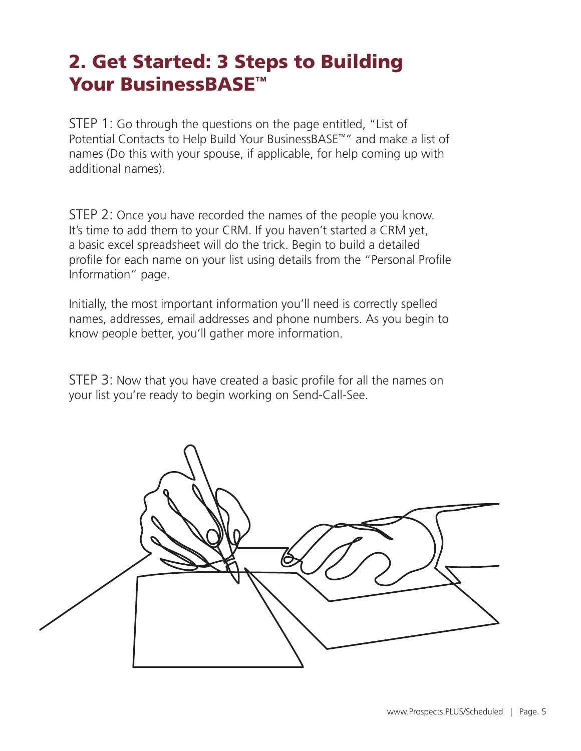## 2. Get Started: 3 Steps to Building Your BusinessBASE™

STEP 1: Go through the questions on the page entitled, "List of Potential Contacts to Help Build Your BusinessBASE™" and make a list of names (Do this with your spouse, if applicable, for help coming up with additional names).

STEP 2: Once you have recorded the names of the people you know. It's time to add them to your CRM. If you haven't started a CRM yet, a basic excel spreadsheet will do the trick. Begin to build a detailed profile for each name on your list using details from the "Personal Profile Information" page.

Initially, the most important information you'll need is correctly spelled names, addresses, email addresses and phone numbers. As you begin to know people better, you'll gather more information.

STEP 3: Now that you have created a basic profile for all the names on your list you're ready to begin working on Send-Call-See.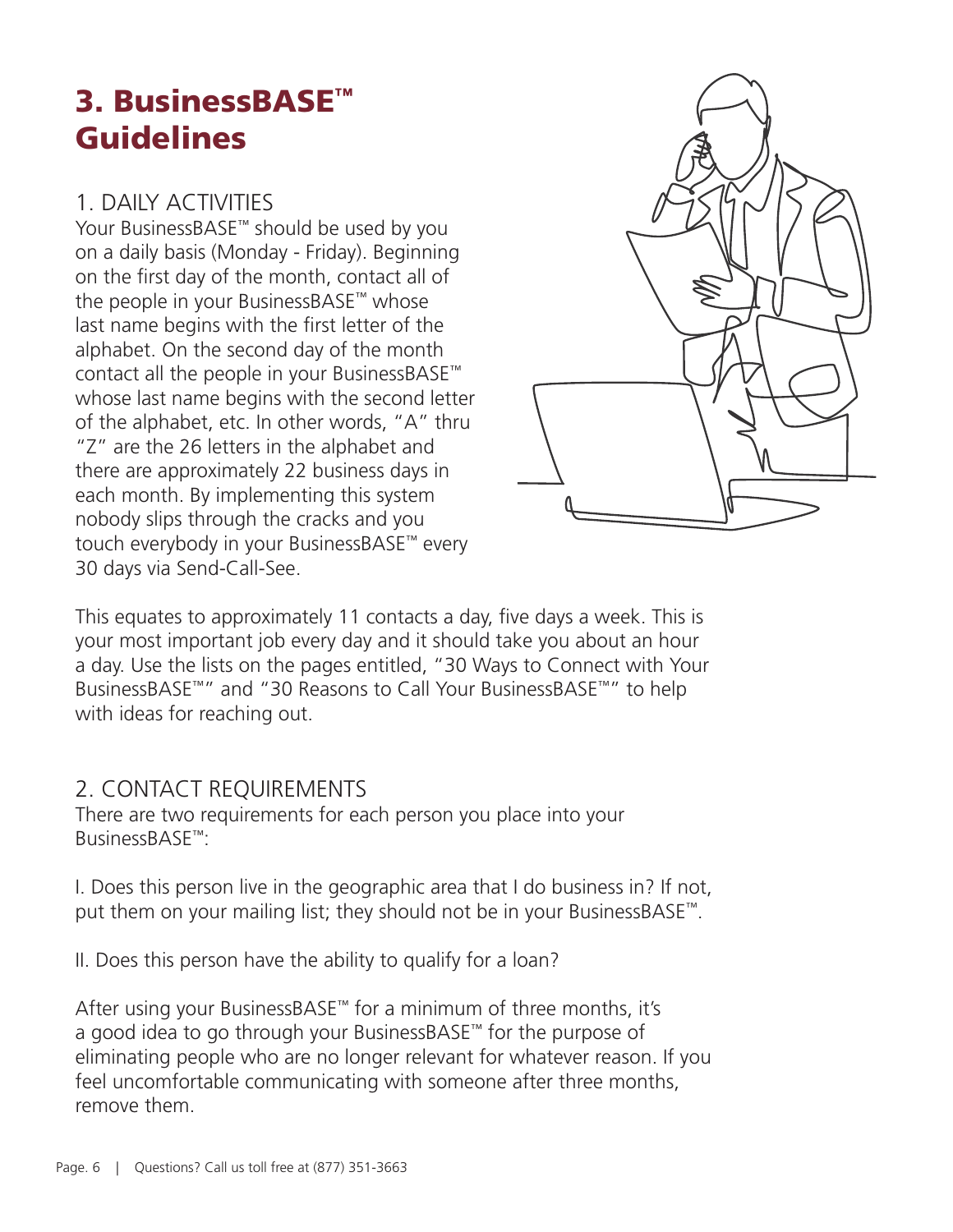# 3. BusinessBASE™ Guidelines

## 1. DAILY ACTIVITIES

Your BusinessBASE™ should be used by you on a daily basis (Monday - Friday). Beginning on the first day of the month, contact all of the people in your BusinessBASE™ whose last name begins with the first letter of the alphabet. On the second day of the month contact all the people in your BusinessBASE™ whose last name begins with the second letter of the alphabet, etc. In other words, "A" thru "Z" are the 26 letters in the alphabet and there are approximately 22 business days in each month. By implementing this system nobody slips through the cracks and you touch everybody in your BusinessBASE™ every 30 days via Send-Call-See.

This equates to approximately 11 contacts a day, five days a week. This is your most important job every day and it should take you about an hour a day. Use the lists on the pages entitled, "30 Ways to Connect with Your BusinessBASE™" and "30 Reasons to Call Your BusinessBASE™" to help with ideas for reaching out.

## 2. CONTACT REQUIREMENTS

There are two requirements for each person you place into your BusinessBASE™:

I. Does this person live in the geographic area that I do business in? If not, put them on your mailing list; they should not be in your BusinessBASE™.

II. Does this person have the ability to qualify for a loan?

After using your BusinessBASE™ for a minimum of three months, it's a good idea to go through your BusinessBASE™ for the purpose of eliminating people who are no longer relevant for whatever reason. If you feel uncomfortable communicating with someone after three months, remove them.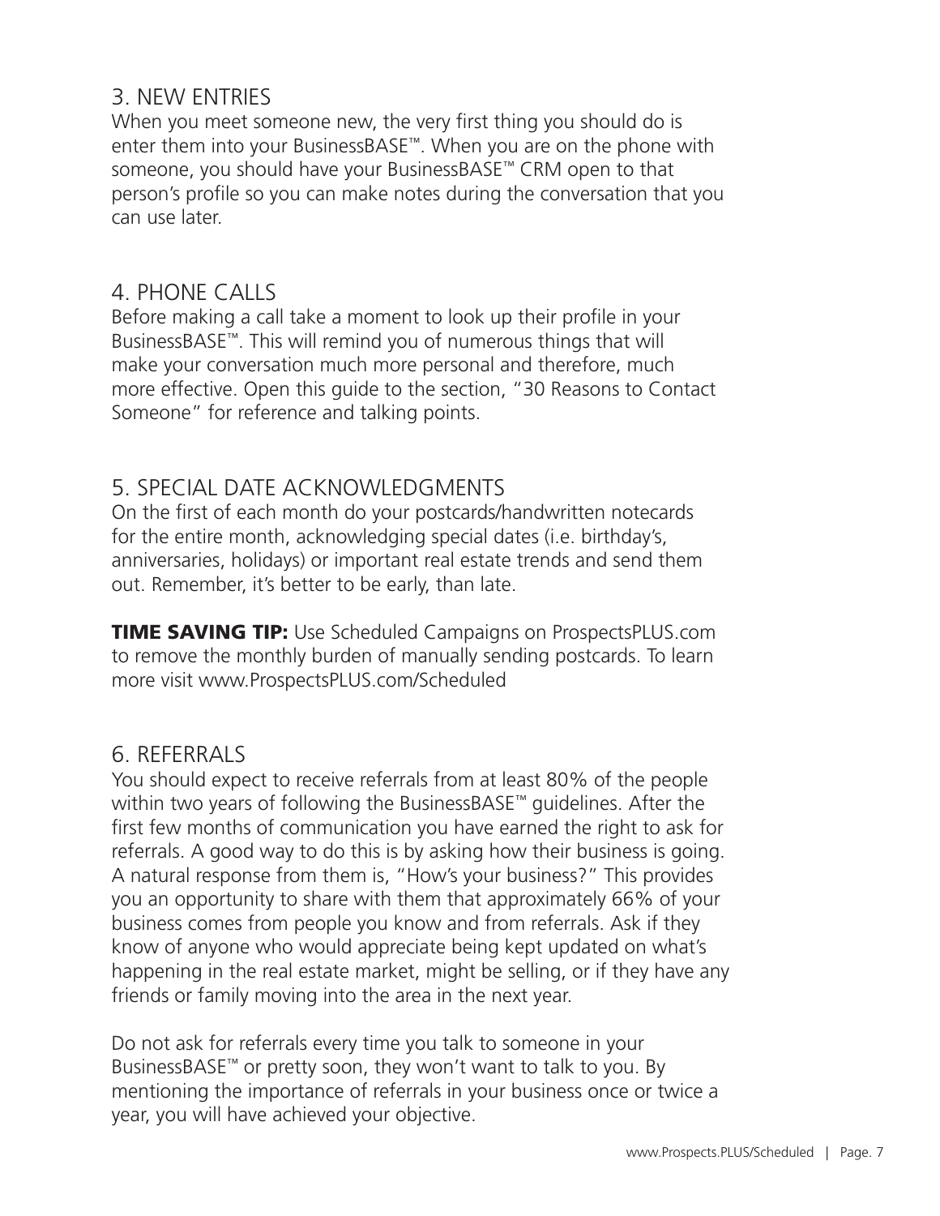## 3. NEW ENTRIES

When you meet someone new, the very first thing you should do is enter them into your BusinessBASE™. When you are on the phone with someone, you should have your BusinessBASE™ CRM open to that person's profile so you can make notes during the conversation that you can use later.

## 4. PHONE CALLS

Before making a call take a moment to look up their profile in your BusinessBASE™. This will remind you of numerous things that will make your conversation much more personal and therefore, much more effective. Open this guide to the section, "30 Reasons to Contact Someone" for reference and talking points.

## 5. SPECIAL DATE ACKNOWLEDGMENTS

On the first of each month do your postcards/handwritten notecards for the entire month, acknowledging special dates (i.e. birthday's, anniversaries, holidays) or important real estate trends and send them out. Remember, it's better to be early, than late.

**TIME SAVING TIP:** Use Scheduled Campaigns on ProspectsPLUS.com to remove the monthly burden of manually sending postcards. To learn more visit www.ProspectsPLUS.com/Scheduled

## 6. REFERRALS

You should expect to receive referrals from at least 80% of the people within two years of following the BusinessBASE™ guidelines. After the first few months of communication you have earned the right to ask for referrals. A good way to do this is by asking how their business is going. A natural response from them is, "How's your business?" This provides you an opportunity to share with them that approximately 66% of your business comes from people you know and from referrals. Ask if they know of anyone who would appreciate being kept updated on what's happening in the real estate market, might be selling, or if they have any friends or family moving into the area in the next year.

Do not ask for referrals every time you talk to someone in your BusinessBASE™ or pretty soon, they won't want to talk to you. By mentioning the importance of referrals in your business once or twice a year, you will have achieved your objective.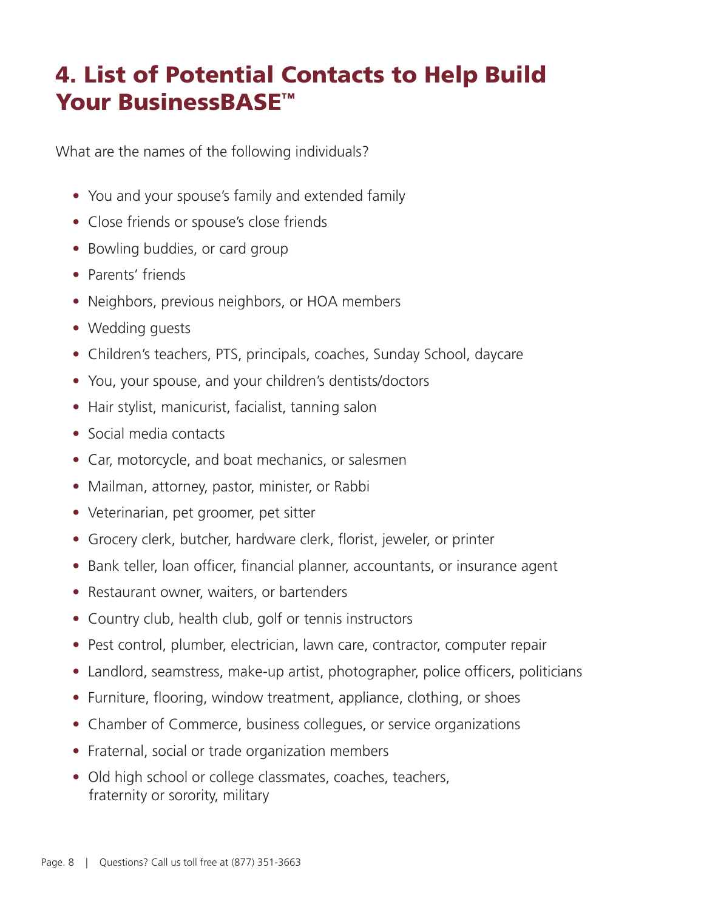# 4. List of Potential Contacts to Help Build Your BusinessBASE™

What are the names of the following individuals?

- You and your spouse's family and extended family
- Close friends or spouse's close friends
- Bowling buddies, or card group
- Parents' friends
- Neighbors, previous neighbors, or HOA members
- Wedding guests
- Children's teachers, PTS, principals, coaches, Sunday School, daycare
- You, your spouse, and your children's dentists/doctors
- Hair stylist, manicurist, facialist, tanning salon
- Social media contacts
- Car, motorcycle, and boat mechanics, or salesmen
- Mailman, attorney, pastor, minister, or Rabbi
- Veterinarian, pet groomer, pet sitter
- Grocery clerk, butcher, hardware clerk, florist, jeweler, or printer
- Bank teller, loan officer, financial planner, accountants, or insurance agent
- Restaurant owner, waiters, or bartenders
- Country club, health club, golf or tennis instructors
- Pest control, plumber, electrician, lawn care, contractor, computer repair
- Landlord, seamstress, make-up artist, photographer, police officers, politicians
- Furniture, flooring, window treatment, appliance, clothing, or shoes
- Chamber of Commerce, business collegues, or service organizations
- Fraternal, social or trade organization members
- Old high school or college classmates, coaches, teachers, fraternity or sorority, military

Questions? Call us toll free at (877) 351-3663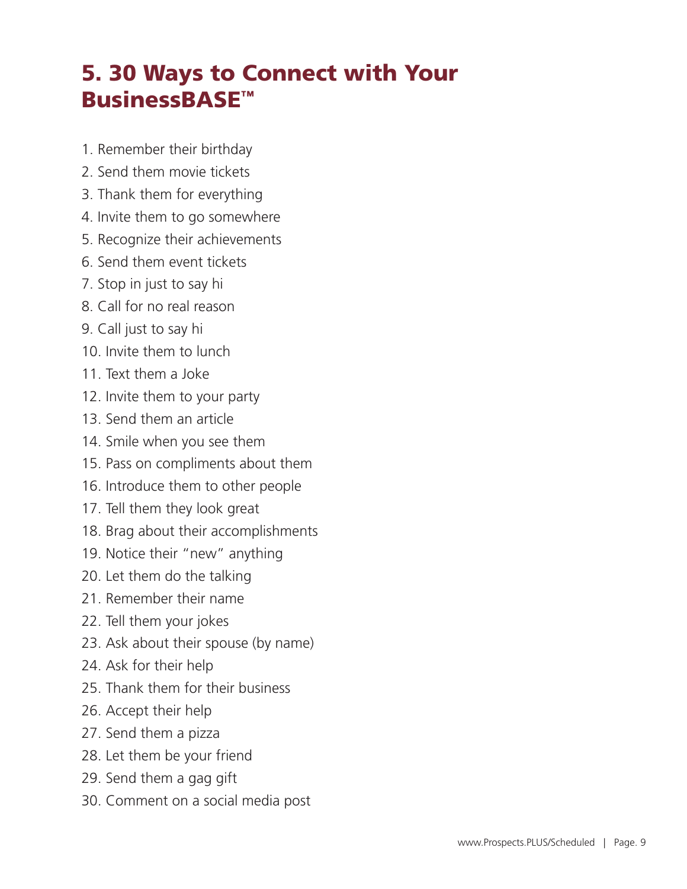# 5. 30 Ways to Connect with Your BusinessBASE™

1. Remember their birthday
2. Send them movie tickets
3. Thank them for everything
4. Invite them to go somewhere
5. Recognize their achievements
6. Send them event tickets
7. Stop in just to say hi
8. Call for no real reason
9. Call just to say hi
10. Invite them to lunch
11. Text them a Joke
12. Invite them to your party
13. Send them an article
14. Smile when you see them
15. Pass on compliments about them
16. Introduce them to other people
17. Tell them they look great
18. Brag about their accomplishments
19. Notice their "new" anything
20. Let them do the talking
21. Remember their name
22. Tell them your jokes
23. Ask about their spouse (by name)
24. Ask for their help
25. Thank them for their business
26. Accept their help
27. Send them a pizza
28. Let them be your friend
29. Send them a gag gift
30. Comment on a social media post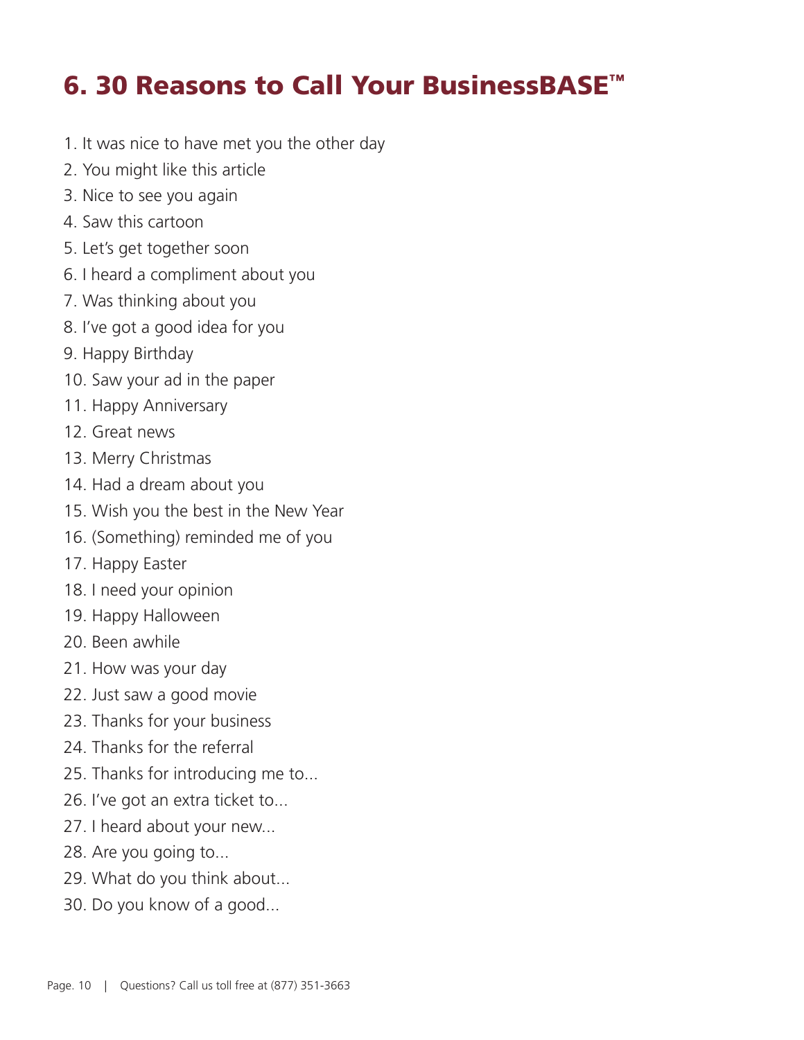# 6. 30 Reasons to Call Your BusinessBASE™

1. It was nice to have met you the other day
2. You might like this article
3. Nice to see you again
4. Saw this cartoon
5. Let's get together soon
6. I heard a compliment about you
7. Was thinking about you
8. I've got a good idea for you
9. Happy Birthday
10. Saw your ad in the paper
11. Happy Anniversary
12. Great news
13. Merry Christmas
14. Had a dream about you
15. Wish you the best in the New Year
16. (Something) reminded me of you
17. Happy Easter
18. I need your opinion
19. Happy Halloween
20. Been awhile
21. How was your day
22. Just saw a good movie
23. Thanks for your business
24. Thanks for the referral
25. Thanks for introducing me to...
26. I've got an extra ticket to...
27. I heard about your new...
28. Are you going to...
29. What do you think about...
30. Do you know of a good...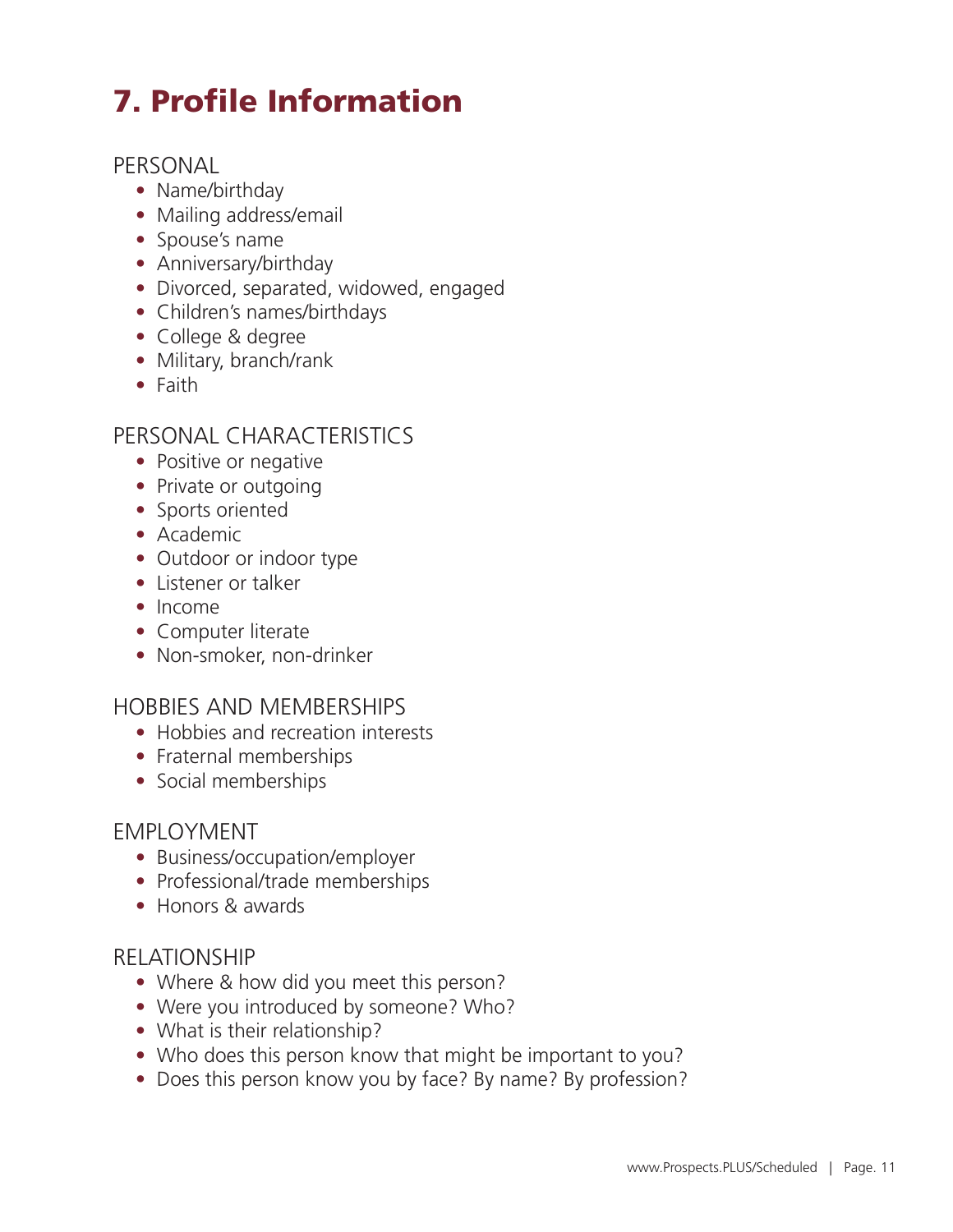# 7. Profile Information

## PERSONAL

- Name/birthday
- Mailing address/email
- Spouse's name
- Anniversary/birthday
- Divorced, separated, widowed, engaged
- Children's names/birthdays
- College & degree
- Military, branch/rank
- Faith

## PERSONAL CHARACTERISTICS

- Positive or negative
- Private or outgoing
- Sports oriented
- Academic
- Outdoor or indoor type
- Listener or talker
- Income
- Computer literate
- Non-smoker, non-drinker

## HOBBIES AND MEMBERSHIPS

- Hobbies and recreation interests
- Fraternal memberships
- Social memberships

## EMPLOYMENT

- Business/occupation/employer
- Professional/trade memberships
- Honors & awards

## RELATIONSHIP

- Where & how did you meet this person?
- Were you introduced by someone? Who?
- What is their relationship?
- Who does this person know that might be important to you?
- Does this person know you by face? By name? By profession?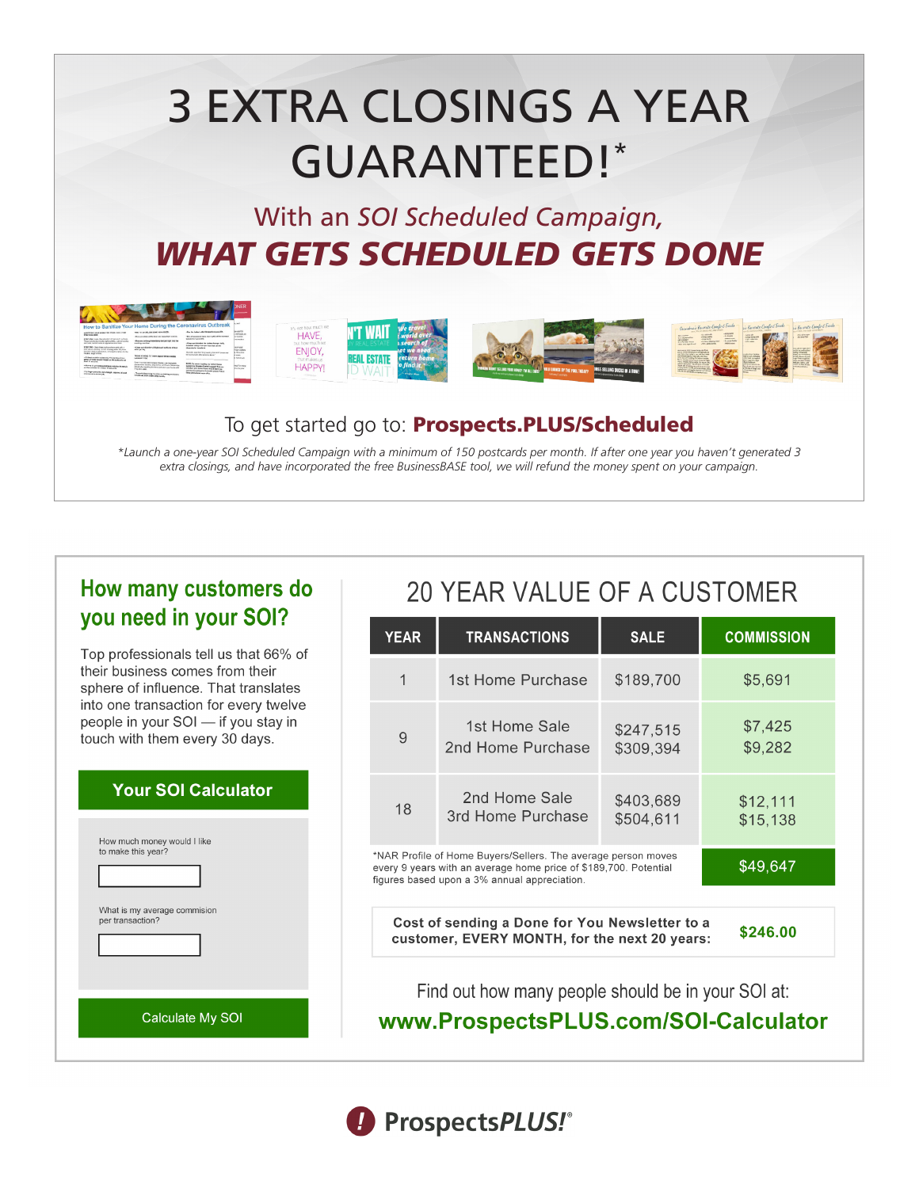# 3 EXTRA CLOSINGS A YEAR GUARANTEED!*

## With an *SOI Scheduled Campaign*,

## ***WHAT GETS SCHEDULED GETS DONE***

To get started go to: **Prospects.PLUS/Scheduled**

*\*Launch a one-year SOI Scheduled Campaign with a minimum of 150 postcards per month. If after one year you haven't generated 3 extra closings, and have incorporated the free BusinessBASE tool, we will refund the money spent on your campaign.*

## How many customers do you need in your SOI?

Top professionals tell us that 66% of their business comes from their sphere of influence. That translates into one transaction for every twelve people in your SOI — if you stay in touch with them every 30 days.

**Your SOI Calculator**

How much money would I like to make this year?

What is my average commision per transaction?

Calculate My SOI

## 20 YEAR VALUE OF A CUSTOMER

| YEAR | TRANSACTIONS | SALE | COMMISSION |
|---|---|---|---|
| 1 | 1st Home Purchase | $189,700 | $5,691 |
| 9 | 1st Home Sale<br>2nd Home Purchase | $247,515<br>$309,394 | $7,425<br>$9,282 |
| 18 | 2nd Home Sale<br>3rd Home Purchase | $403,689<br>$504,611 | $12,111<br>$15,138 |
| | | | $49,647 |

*NAR Profile of Home Buyers/Sellers. The average person moves every 9 years with an average home price of $189,700. Potential figures based upon a 3% annual appreciation.

**Cost of sending a Done for You Newsletter to a customer, EVERY MONTH, for the next 20 years:** **$246.00**

Find out how many people should be in your SOI at:

**www.ProspectsPLUS.com/SOI-Calculator**

ProspectsPLUS!®